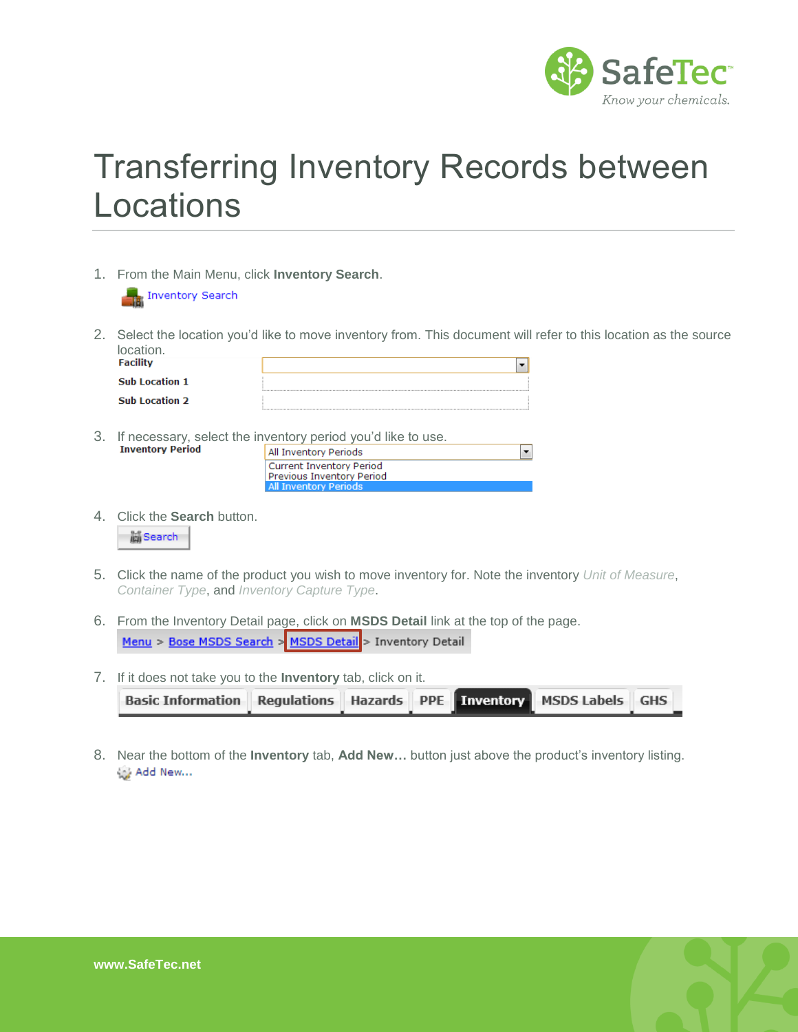# Transferring Inventory Records between Locations

1. From the Main Menu, click **Inventory Search**.

   Inventory Search

2. Select the location you'd like to move inventory from. This document will refer to this location as the source location.

   **Facility**
   **Sub Location 1**
   **Sub Location 2**

3. If necessary, select the inventory period you'd like to use.

   **Inventory Period**: All Inventory Periods
   - Current Inventory Period
   - Previous Inventory Period
   - All Inventory Periods

4. Click the **Search** button.

   Search

5. Click the name of the product you wish to move inventory for. Note the inventory *Unit of Measure*, *Container Type*, and *Inventory Capture Type*.

6. From the Inventory Detail page, click on **MSDS Detail** link at the top of the page.

   Menu > Bose MSDS Search > MSDS Detail > Inventory Detail

7. If it does not take you to the **Inventory** tab, click on it.

   Basic Information | Regulations | Hazards | PPE | Inventory | MSDS Labels | GHS

8. Near the bottom of the **Inventory** tab, **Add New…** button just above the product's inventory listing.

   Add New...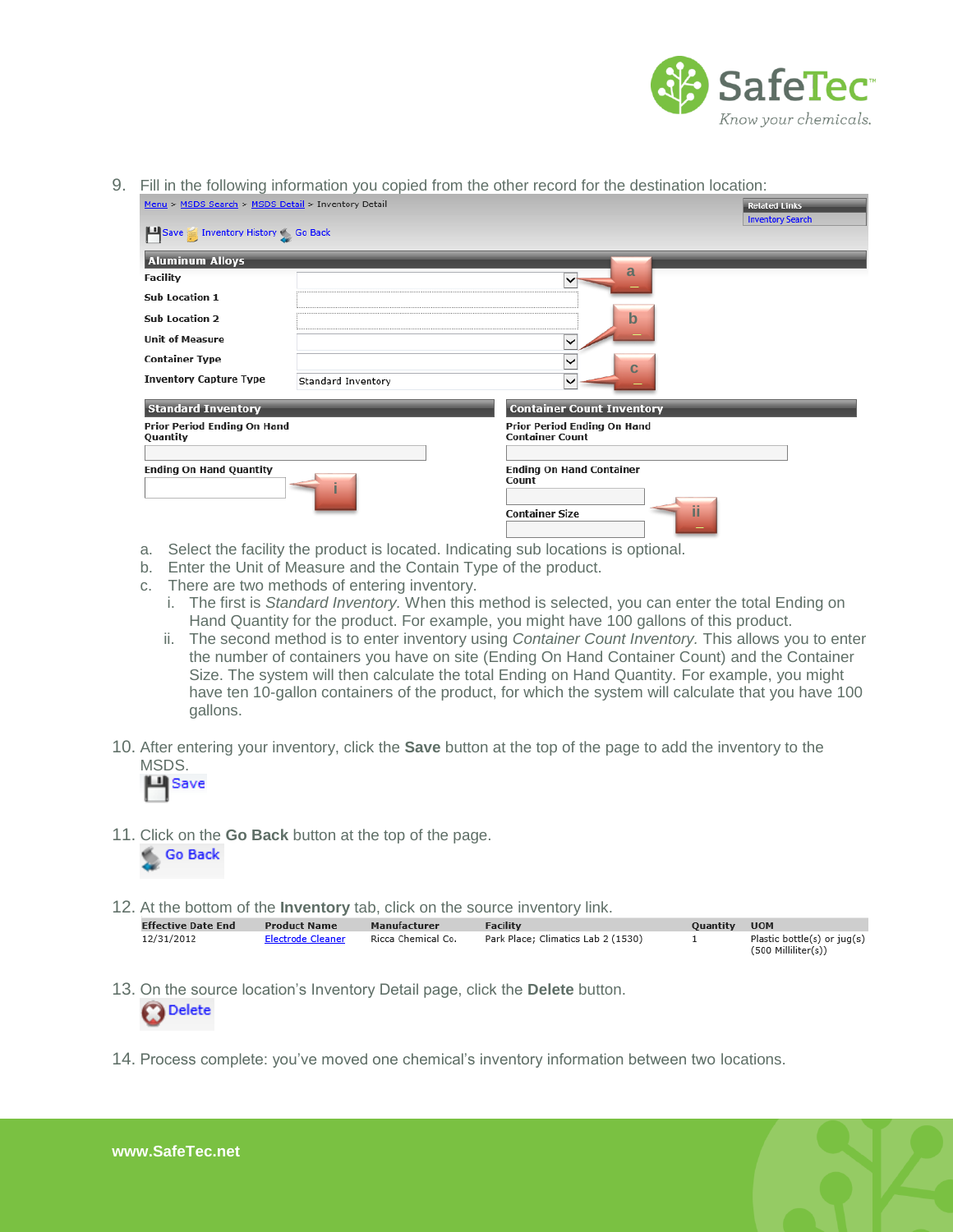9. Fill in the following information you copied from the other record for the destination location:

Menu > MSDS Search > MSDS Detail > Inventory Detail

Save Inventory History Go Back

Related Links
Inventory Search

**Aluminum Alloys**

Facility

Sub Location 1

Sub Location 2

Unit of Measure

Container Type

Inventory Capture Type: Standard Inventory

a

b

c

**Standard Inventory**

Prior Period Ending On Hand Quantity

Ending On Hand Quantity

i

**Container Count Inventory**

Prior Period Ending On Hand Container Count

Ending On Hand Container Count

Container Size

ii

   a. Select the facility the product is located. Indicating sub locations is optional.
   b. Enter the Unit of Measure and the Contain Type of the product.
   c. There are two methods of entering inventory.
      i. The first is *Standard Inventory*. When this method is selected, you can enter the total Ending on Hand Quantity for the product. For example, you might have 100 gallons of this product.
      ii. The second method is to enter inventory using *Container Count Inventory*. This allows you to enter the number of containers you have on site (Ending On Hand Container Count) and the Container Size. The system will then calculate the total Ending on Hand Quantity. For example, you might have ten 10-gallon containers of the product, for which the system will calculate that you have 100 gallons.

10. After entering your inventory, click the **Save** button at the top of the page to add the inventory to the MSDS.

    Save

11. Click on the **Go Back** button at the top of the page.

    Go Back

12. At the bottom of the **Inventory** tab, click on the source inventory link.

| Effective Date End | Product Name | Manufacturer | Facility | Quantity | UOM |
|---|---|---|---|---|---|
| 12/31/2012 | Electrode Cleaner | Ricca Chemical Co. | Park Place; Climatics Lab 2 (1530) | 1 | Plastic bottle(s) or jug(s) (500 Milliliter(s)) |

13. On the source location's Inventory Detail page, click the **Delete** button.

    Delete

14. Process complete: you've moved one chemical's inventory information between two locations.

www.SafeTec.net